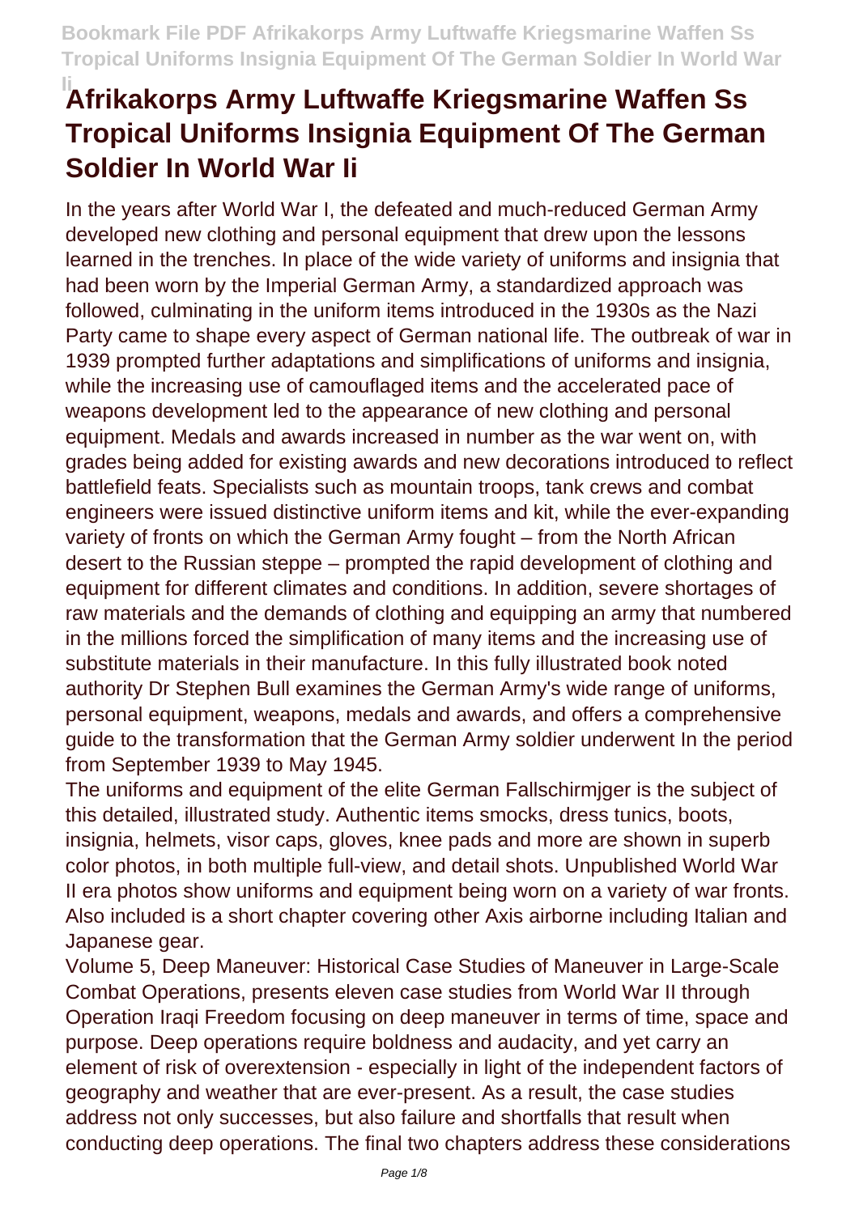# Afrikakorps Army Luftwaffe Kriegsmarine Waffen Ss Tropical Uniforms Insignia Equipment Of The German Soldier In World War Ii

In the years after World War I, the defeated and much-reduced German Army developed new clothing and personal equipment that drew upon the lessons learned in the trenches. In place of the wide variety of uniforms and insignia that had been worn by the Imperial German Army, a standardized approach was followed, culminating in the uniform items introduced in the 1930s as the Nazi Party came to shape every aspect of German national life. The outbreak of war in 1939 prompted further adaptations and simplifications of uniforms and insignia, while the increasing use of camouflaged items and the accelerated pace of weapons development led to the appearance of new clothing and personal equipment. Medals and awards increased in number as the war went on, with grades being added for existing awards and new decorations introduced to reflect battlefield feats. Specialists such as mountain troops, tank crews and combat engineers were issued distinctive uniform items and kit, while the ever-expanding variety of fronts on which the German Army fought – from the North African desert to the Russian steppe – prompted the rapid development of clothing and equipment for different climates and conditions. In addition, severe shortages of raw materials and the demands of clothing and equipping an army that numbered in the millions forced the simplification of many items and the increasing use of substitute materials in their manufacture. In this fully illustrated book noted authority Dr Stephen Bull examines the German Army's wide range of uniforms, personal equipment, weapons, medals and awards, and offers a comprehensive guide to the transformation that the German Army soldier underwent In the period from September 1939 to May 1945.

The uniforms and equipment of the elite German Fallschirmjger is the subject of this detailed, illustrated study. Authentic items smocks, dress tunics, boots, insignia, helmets, visor caps, gloves, knee pads and more are shown in superb color photos, in both multiple full-view, and detail shots. Unpublished World War II era photos show uniforms and equipment being worn on a variety of war fronts. Also included is a short chapter covering other Axis airborne including Italian and Japanese gear.

Volume 5, Deep Maneuver: Historical Case Studies of Maneuver in Large-Scale Combat Operations, presents eleven case studies from World War II through Operation Iraqi Freedom focusing on deep maneuver in terms of time, space and purpose. Deep operations require boldness and audacity, and yet carry an element of risk of overextension - especially in light of the independent factors of geography and weather that are ever-present. As a result, the case studies address not only successes, but also failure and shortfalls that result when conducting deep operations. The final two chapters address these considerations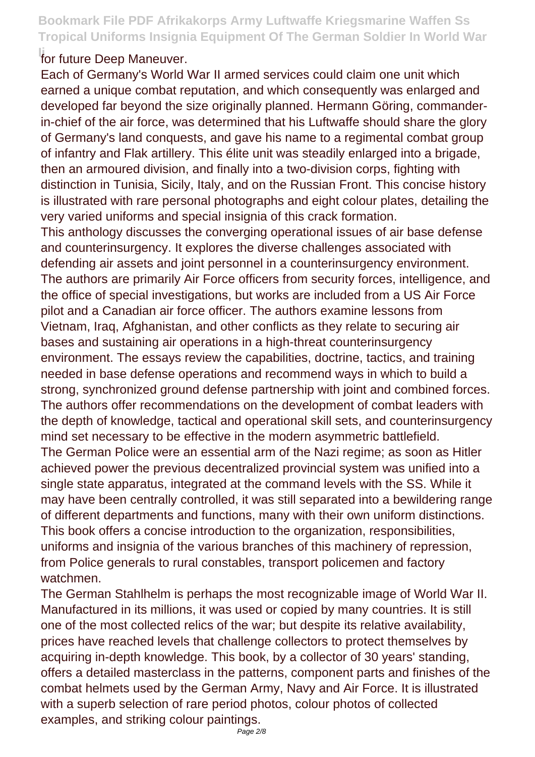for future Deep Maneuver.

Each of Germany's World War II armed services could claim one unit which earned a unique combat reputation, and which consequently was enlarged and developed far beyond the size originally planned. Hermann Göring, commander-in-chief of the air force, was determined that his Luftwaffe should share the glory of Germany's land conquests, and gave his name to a regimental combat group of infantry and Flak artillery. This élite unit was steadily enlarged into a brigade, then an armoured division, and finally into a two-division corps, fighting with distinction in Tunisia, Sicily, Italy, and on the Russian Front. This concise history is illustrated with rare personal photographs and eight colour plates, detailing the very varied uniforms and special insignia of this crack formation.

This anthology discusses the converging operational issues of air base defense and counterinsurgency. It explores the diverse challenges associated with defending air assets and joint personnel in a counterinsurgency environment. The authors are primarily Air Force officers from security forces, intelligence, and the office of special investigations, but works are included from a US Air Force pilot and a Canadian air force officer. The authors examine lessons from Vietnam, Iraq, Afghanistan, and other conflicts as they relate to securing air bases and sustaining air operations in a high-threat counterinsurgency environment. The essays review the capabilities, doctrine, tactics, and training needed in base defense operations and recommend ways in which to build a strong, synchronized ground defense partnership with joint and combined forces. The authors offer recommendations on the development of combat leaders with the depth of knowledge, tactical and operational skill sets, and counterinsurgency mind set necessary to be effective in the modern asymmetric battlefield.

The German Police were an essential arm of the Nazi regime; as soon as Hitler achieved power the previous decentralized provincial system was unified into a single state apparatus, integrated at the command levels with the SS. While it may have been centrally controlled, it was still separated into a bewildering range of different departments and functions, many with their own uniform distinctions. This book offers a concise introduction to the organization, responsibilities, uniforms and insignia of the various branches of this machinery of repression, from Police generals to rural constables, transport policemen and factory watchmen.

The German Stahlhelm is perhaps the most recognizable image of World War II. Manufactured in its millions, it was used or copied by many countries. It is still one of the most collected relics of the war; but despite its relative availability, prices have reached levels that challenge collectors to protect themselves by acquiring in-depth knowledge. This book, by a collector of 30 years' standing, offers a detailed masterclass in the patterns, component parts and finishes of the combat helmets used by the German Army, Navy and Air Force. It is illustrated with a superb selection of rare period photos, colour photos of collected examples, and striking colour paintings.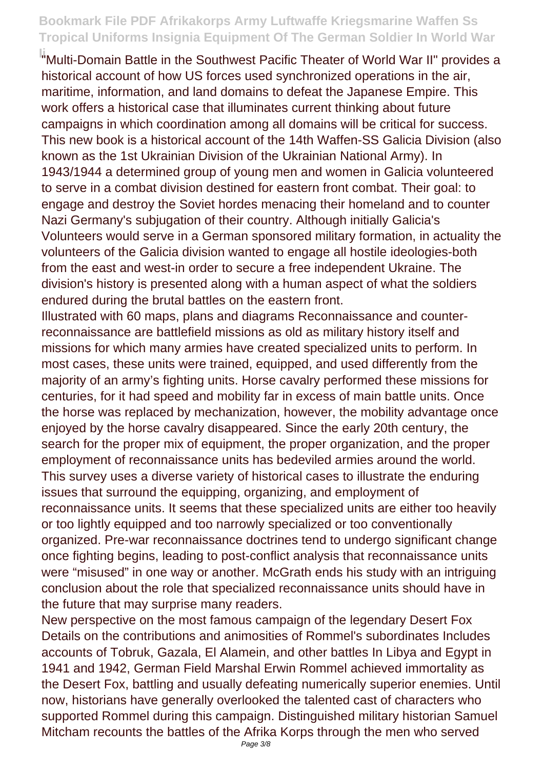"Multi-Domain Battle in the Southwest Pacific Theater of World War II" provides a historical account of how US forces used synchronized operations in the air, maritime, information, and land domains to defeat the Japanese Empire. This work offers a historical case that illuminates current thinking about future campaigns in which coordination among all domains will be critical for success.

This new book is a historical account of the 14th Waffen-SS Galicia Division (also known as the 1st Ukrainian Division of the Ukrainian National Army). In 1943/1944 a determined group of young men and women in Galicia volunteered to serve in a combat division destined for eastern front combat. Their goal: to engage and destroy the Soviet hordes menacing their homeland and to counter Nazi Germany's subjugation of their country. Although initially Galicia's Volunteers would serve in a German sponsored military formation, in actuality the volunteers of the Galicia division wanted to engage all hostile ideologies-both from the east and west-in order to secure a free independent Ukraine. The division's history is presented along with a human aspect of what the soldiers endured during the brutal battles on the eastern front.

Illustrated with 60 maps, plans and diagrams Reconnaissance and counter-reconnaissance are battlefield missions as old as military history itself and missions for which many armies have created specialized units to perform. In most cases, these units were trained, equipped, and used differently from the majority of an army's fighting units. Horse cavalry performed these missions for centuries, for it had speed and mobility far in excess of main battle units. Once the horse was replaced by mechanization, however, the mobility advantage once enjoyed by the horse cavalry disappeared. Since the early 20th century, the search for the proper mix of equipment, the proper organization, and the proper employment of reconnaissance units has bedeviled armies around the world. This survey uses a diverse variety of historical cases to illustrate the enduring issues that surround the equipping, organizing, and employment of reconnaissance units. It seems that these specialized units are either too heavily or too lightly equipped and too narrowly specialized or too conventionally organized. Pre-war reconnaissance doctrines tend to undergo significant change once fighting begins, leading to post-conflict analysis that reconnaissance units were "misused" in one way or another. McGrath ends his study with an intriguing conclusion about the role that specialized reconnaissance units should have in the future that may surprise many readers.

New perspective on the most famous campaign of the legendary Desert Fox Details on the contributions and animosities of Rommel's subordinates Includes accounts of Tobruk, Gazala, El Alamein, and other battles In Libya and Egypt in 1941 and 1942, German Field Marshal Erwin Rommel achieved immortality as the Desert Fox, battling and usually defeating numerically superior enemies. Until now, historians have generally overlooked the talented cast of characters who supported Rommel during this campaign. Distinguished military historian Samuel Mitcham recounts the battles of the Afrika Korps through the men who served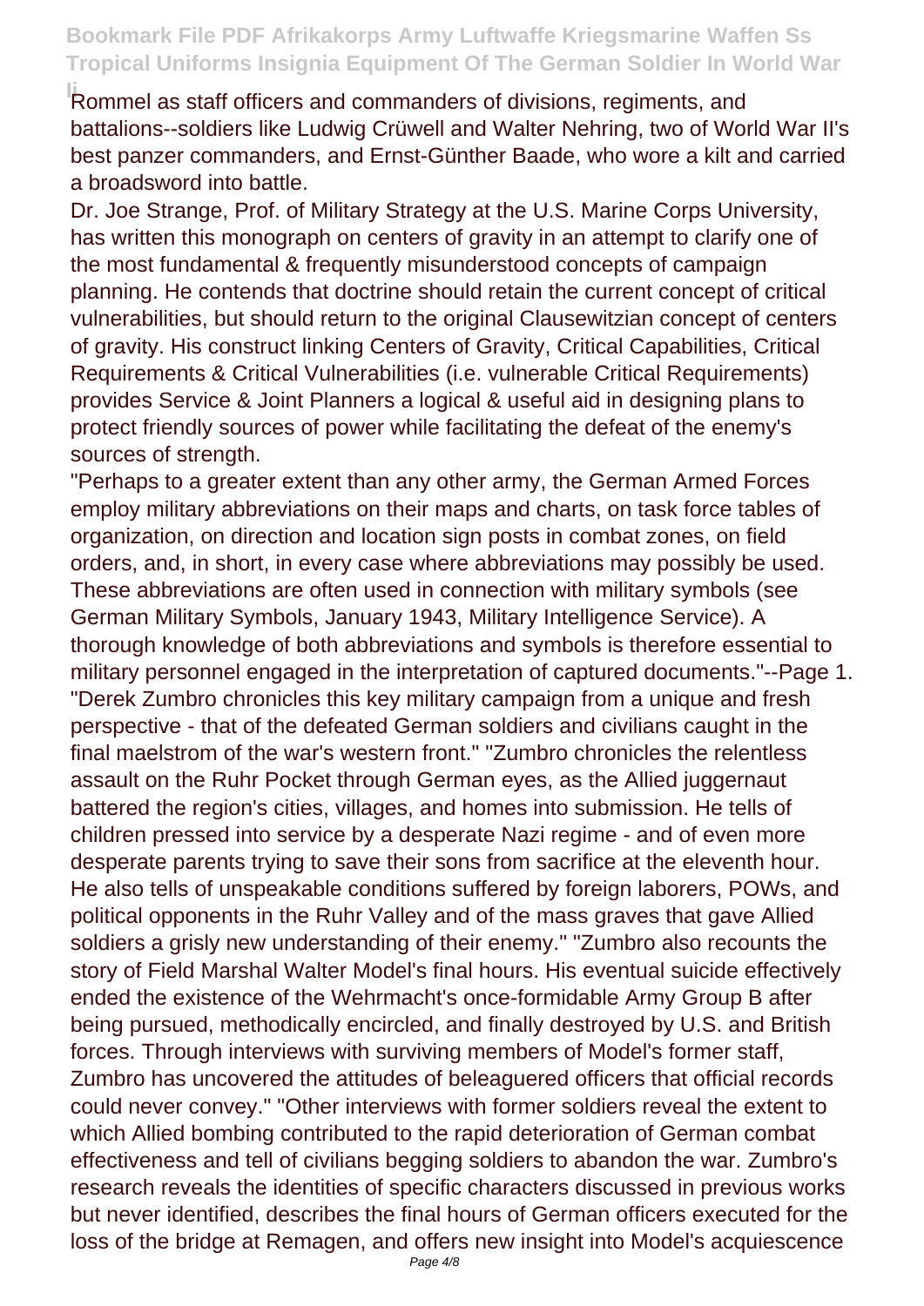Rommel as staff officers and commanders of divisions, regiments, and battalions--soldiers like Ludwig Crüwell and Walter Nehring, two of World War II's best panzer commanders, and Ernst-Günther Baade, who wore a kilt and carried a broadsword into battle.

Dr. Joe Strange, Prof. of Military Strategy at the U.S. Marine Corps University, has written this monograph on centers of gravity in an attempt to clarify one of the most fundamental & frequently misunderstood concepts of campaign planning. He contends that doctrine should retain the current concept of critical vulnerabilities, but should return to the original Clausewitzian concept of centers of gravity. His construct linking Centers of Gravity, Critical Capabilities, Critical Requirements & Critical Vulnerabilities (i.e. vulnerable Critical Requirements) provides Service & Joint Planners a logical & useful aid in designing plans to protect friendly sources of power while facilitating the defeat of the enemy's sources of strength.

"Perhaps to a greater extent than any other army, the German Armed Forces employ military abbreviations on their maps and charts, on task force tables of organization, on direction and location sign posts in combat zones, on field orders, and, in short, in every case where abbreviations may possibly be used. These abbreviations are often used in connection with military symbols (see German Military Symbols, January 1943, Military Intelligence Service). A thorough knowledge of both abbreviations and symbols is therefore essential to military personnel engaged in the interpretation of captured documents."--Page 1.

"Derek Zumbro chronicles this key military campaign from a unique and fresh perspective - that of the defeated German soldiers and civilians caught in the final maelstrom of the war's western front." "Zumbro chronicles the relentless assault on the Ruhr Pocket through German eyes, as the Allied juggernaut battered the region's cities, villages, and homes into submission. He tells of children pressed into service by a desperate Nazi regime - and of even more desperate parents trying to save their sons from sacrifice at the eleventh hour. He also tells of unspeakable conditions suffered by foreign laborers, POWs, and political opponents in the Ruhr Valley and of the mass graves that gave Allied soldiers a grisly new understanding of their enemy." "Zumbro also recounts the story of Field Marshal Walter Model's final hours. His eventual suicide effectively ended the existence of the Wehrmacht's once-formidable Army Group B after being pursued, methodically encircled, and finally destroyed by U.S. and British forces. Through interviews with surviving members of Model's former staff, Zumbro has uncovered the attitudes of beleaguered officers that official records could never convey." "Other interviews with former soldiers reveal the extent to which Allied bombing contributed to the rapid deterioration of German combat effectiveness and tell of civilians begging soldiers to abandon the war. Zumbro's research reveals the identities of specific characters discussed in previous works but never identified, describes the final hours of German officers executed for the loss of the bridge at Remagen, and offers new insight into Model's acquiescence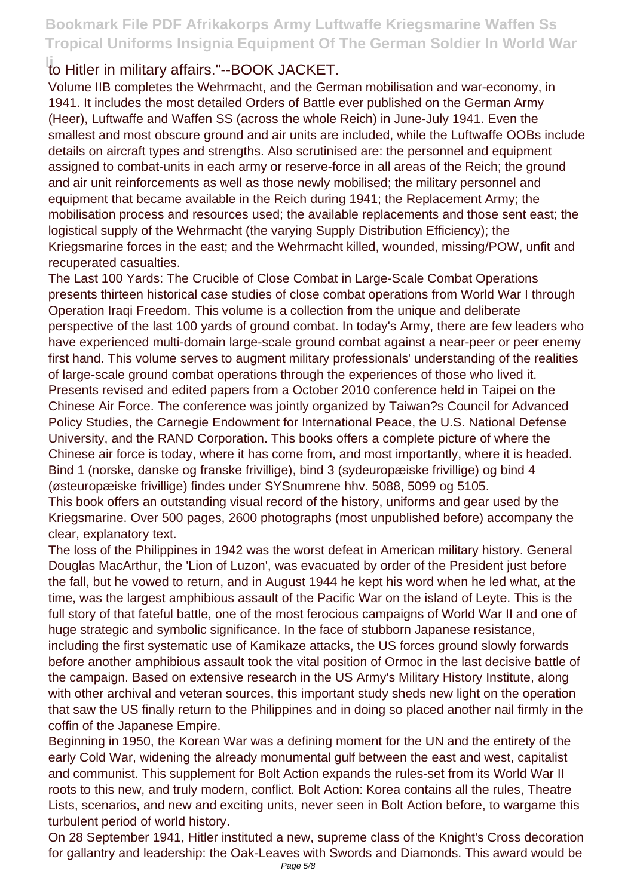to Hitler in military affairs."--BOOK JACKET.

Volume IIB completes the Wehrmacht, and the German mobilisation and war-economy, in 1941. It includes the most detailed Orders of Battle ever published on the German Army (Heer), Luftwaffe and Waffen SS (across the whole Reich) in June-July 1941. Even the smallest and most obscure ground and air units are included, while the Luftwaffe OOBs include details on aircraft types and strengths. Also scrutinised are: the personnel and equipment assigned to combat-units in each army or reserve-force in all areas of the Reich; the ground and air unit reinforcements as well as those newly mobilised; the military personnel and equipment that became available in the Reich during 1941; the Replacement Army; the mobilisation process and resources used; the available replacements and those sent east; the logistical supply of the Wehrmacht (the varying Supply Distribution Efficiency); the Kriegsmarine forces in the east; and the Wehrmacht killed, wounded, missing/POW, unfit and recuperated casualties.

The Last 100 Yards: The Crucible of Close Combat in Large-Scale Combat Operations presents thirteen historical case studies of close combat operations from World War I through Operation Iraqi Freedom. This volume is a collection from the unique and deliberate perspective of the last 100 yards of ground combat. In today's Army, there are few leaders who have experienced multi-domain large-scale ground combat against a near-peer or peer enemy first hand. This volume serves to augment military professionals' understanding of the realities of large-scale ground combat operations through the experiences of those who lived it.

Presents revised and edited papers from a October 2010 conference held in Taipei on the Chinese Air Force. The conference was jointly organized by Taiwan?s Council for Advanced Policy Studies, the Carnegie Endowment for International Peace, the U.S. National Defense University, and the RAND Corporation. This books offers a complete picture of where the Chinese air force is today, where it has come from, and most importantly, where it is headed.

Bind 1 (norske, danske og franske frivillige), bind 3 (sydeuropæiske frivillige) og bind 4 (østeuropæiske frivillige) findes under SYSnumrene hhv. 5088, 5099 og 5105.

This book offers an outstanding visual record of the history, uniforms and gear used by the Kriegsmarine. Over 500 pages, 2600 photographs (most unpublished before) accompany the clear, explanatory text.

The loss of the Philippines in 1942 was the worst defeat in American military history. General Douglas MacArthur, the 'Lion of Luzon', was evacuated by order of the President just before the fall, but he vowed to return, and in August 1944 he kept his word when he led what, at the time, was the largest amphibious assault of the Pacific War on the island of Leyte. This is the full story of that fateful battle, one of the most ferocious campaigns of World War II and one of huge strategic and symbolic significance. In the face of stubborn Japanese resistance, including the first systematic use of Kamikaze attacks, the US forces ground slowly forwards before another amphibious assault took the vital position of Ormoc in the last decisive battle of the campaign. Based on extensive research in the US Army's Military History Institute, along with other archival and veteran sources, this important study sheds new light on the operation that saw the US finally return to the Philippines and in doing so placed another nail firmly in the coffin of the Japanese Empire.

Beginning in 1950, the Korean War was a defining moment for the UN and the entirety of the early Cold War, widening the already monumental gulf between the east and west, capitalist and communist. This supplement for Bolt Action expands the rules-set from its World War II roots to this new, and truly modern, conflict. Bolt Action: Korea contains all the rules, Theatre Lists, scenarios, and new and exciting units, never seen in Bolt Action before, to wargame this turbulent period of world history.

On 28 September 1941, Hitler instituted a new, supreme class of the Knight's Cross decoration for gallantry and leadership: the Oak-Leaves with Swords and Diamonds. This award would be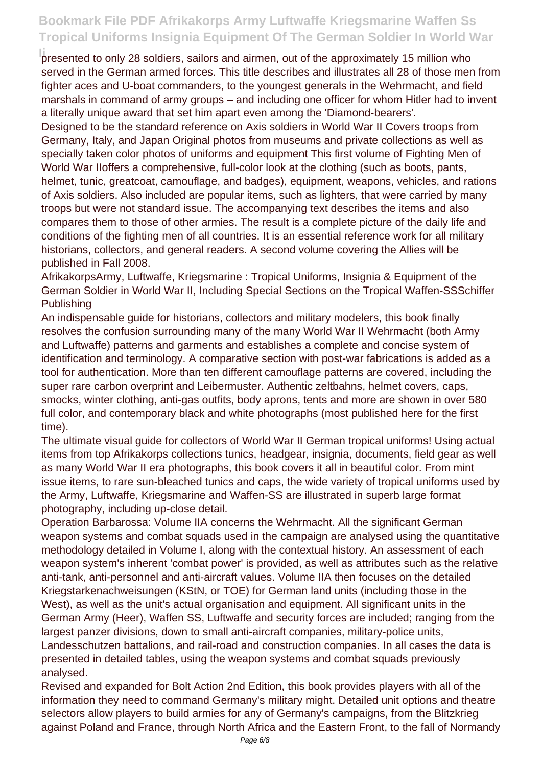presented to only 28 soldiers, sailors and airmen, out of the approximately 15 million who served in the German armed forces. This title describes and illustrates all 28 of those men from fighter aces and U-boat commanders, to the youngest generals in the Wehrmacht, and field marshals in command of army groups – and including one officer for whom Hitler had to invent a literally unique award that set him apart even among the 'Diamond-bearers'.

Designed to be the standard reference on Axis soldiers in World War II Covers troops from Germany, Italy, and Japan Original photos from museums and private collections as well as specially taken color photos of uniforms and equipment This first volume of Fighting Men of World War IIoffers a comprehensive, full-color look at the clothing (such as boots, pants, helmet, tunic, greatcoat, camouflage, and badges), equipment, weapons, vehicles, and rations of Axis soldiers. Also included are popular items, such as lighters, that were carried by many troops but were not standard issue. The accompanying text describes the items and also compares them to those of other armies. The result is a complete picture of the daily life and conditions of the fighting men of all countries. It is an essential reference work for all military historians, collectors, and general readers. A second volume covering the Allies will be published in Fall 2008.

AfrikakorpsArmy, Luftwaffe, Kriegsmarine : Tropical Uniforms, Insignia & Equipment of the German Soldier in World War II, Including Special Sections on the Tropical Waffen-SSSchiffer Publishing

An indispensable guide for historians, collectors and military modelers, this book finally resolves the confusion surrounding many of the many World War II Wehrmacht (both Army and Luftwaffe) patterns and garments and establishes a complete and concise system of identification and terminology. A comparative section with post-war fabrications is added as a tool for authentication. More than ten different camouflage patterns are covered, including the super rare carbon overprint and Leibermuster. Authentic zeltbahns, helmet covers, caps, smocks, winter clothing, anti-gas outfits, body aprons, tents and more are shown in over 580 full color, and contemporary black and white photographs (most published here for the first time).

The ultimate visual guide for collectors of World War II German tropical uniforms! Using actual items from top Afrikakorps collections tunics, headgear, insignia, documents, field gear as well as many World War II era photographs, this book covers it all in beautiful color. From mint issue items, to rare sun-bleached tunics and caps, the wide variety of tropical uniforms used by the Army, Luftwaffe, Kriegsmarine and Waffen-SS are illustrated in superb large format photography, including up-close detail.

Operation Barbarossa: Volume IIA concerns the Wehrmacht. All the significant German weapon systems and combat squads used in the campaign are analysed using the quantitative methodology detailed in Volume I, along with the contextual history. An assessment of each weapon system's inherent 'combat power' is provided, as well as attributes such as the relative anti-tank, anti-personnel and anti-aircraft values. Volume IIA then focuses on the detailed Kriegstarkenachweisungen (KStN, or TOE) for German land units (including those in the West), as well as the unit's actual organisation and equipment. All significant units in the German Army (Heer), Waffen SS, Luftwaffe and security forces are included; ranging from the largest panzer divisions, down to small anti-aircraft companies, military-police units, Landesschutzen battalions, and rail-road and construction companies. In all cases the data is presented in detailed tables, using the weapon systems and combat squads previously analysed.

Revised and expanded for Bolt Action 2nd Edition, this book provides players with all of the information they need to command Germany's military might. Detailed unit options and theatre selectors allow players to build armies for any of Germany's campaigns, from the Blitzkrieg against Poland and France, through North Africa and the Eastern Front, to the fall of Normandy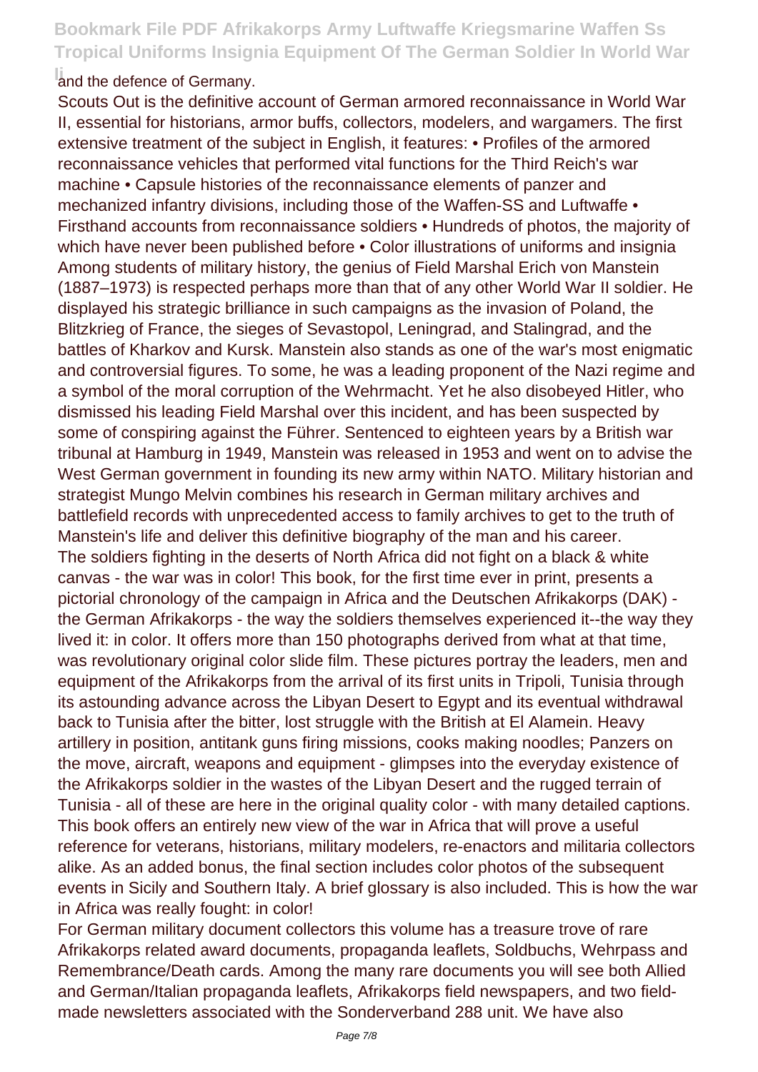and the defence of Germany.

Scouts Out is the definitive account of German armored reconnaissance in World War II, essential for historians, armor buffs, collectors, modelers, and wargamers. The first extensive treatment of the subject in English, it features: • Profiles of the armored reconnaissance vehicles that performed vital functions for the Third Reich's war machine • Capsule histories of the reconnaissance elements of panzer and mechanized infantry divisions, including those of the Waffen-SS and Luftwaffe • Firsthand accounts from reconnaissance soldiers • Hundreds of photos, the majority of which have never been published before • Color illustrations of uniforms and insignia

Among students of military history, the genius of Field Marshal Erich von Manstein (1887–1973) is respected perhaps more than that of any other World War II soldier. He displayed his strategic brilliance in such campaigns as the invasion of Poland, the Blitzkrieg of France, the sieges of Sevastopol, Leningrad, and Stalingrad, and the battles of Kharkov and Kursk. Manstein also stands as one of the war's most enigmatic and controversial figures. To some, he was a leading proponent of the Nazi regime and a symbol of the moral corruption of the Wehrmacht. Yet he also disobeyed Hitler, who dismissed his leading Field Marshal over this incident, and has been suspected by some of conspiring against the Führer. Sentenced to eighteen years by a British war tribunal at Hamburg in 1949, Manstein was released in 1953 and went on to advise the West German government in founding its new army within NATO. Military historian and strategist Mungo Melvin combines his research in German military archives and battlefield records with unprecedented access to family archives to get to the truth of Manstein's life and deliver this definitive biography of the man and his career.

The soldiers fighting in the deserts of North Africa did not fight on a black & white canvas - the war was in color! This book, for the first time ever in print, presents a pictorial chronology of the campaign in Africa and the Deutschen Afrikakorps (DAK) - the German Afrikakorps - the way the soldiers themselves experienced it--the way they lived it: in color. It offers more than 150 photographs derived from what at that time, was revolutionary original color slide film. These pictures portray the leaders, men and equipment of the Afrikakorps from the arrival of its first units in Tripoli, Tunisia through its astounding advance across the Libyan Desert to Egypt and its eventual withdrawal back to Tunisia after the bitter, lost struggle with the British at El Alamein. Heavy artillery in position, antitank guns firing missions, cooks making noodles; Panzers on the move, aircraft, weapons and equipment - glimpses into the everyday existence of the Afrikakorps soldier in the wastes of the Libyan Desert and the rugged terrain of Tunisia - all of these are here in the original quality color - with many detailed captions. This book offers an entirely new view of the war in Africa that will prove a useful reference for veterans, historians, military modelers, re-enactors and militaria collectors alike. As an added bonus, the final section includes color photos of the subsequent events in Sicily and Southern Italy. A brief glossary is also included. This is how the war in Africa was really fought: in color!

For German military document collectors this volume has a treasure trove of rare Afrikakorps related award documents, propaganda leaflets, Soldbuchs, Wehrpass and Remembrance/Death cards. Among the many rare documents you will see both Allied and German/Italian propaganda leaflets, Afrikakorps field newspapers, and two field-made newsletters associated with the Sonderverband 288 unit. We have also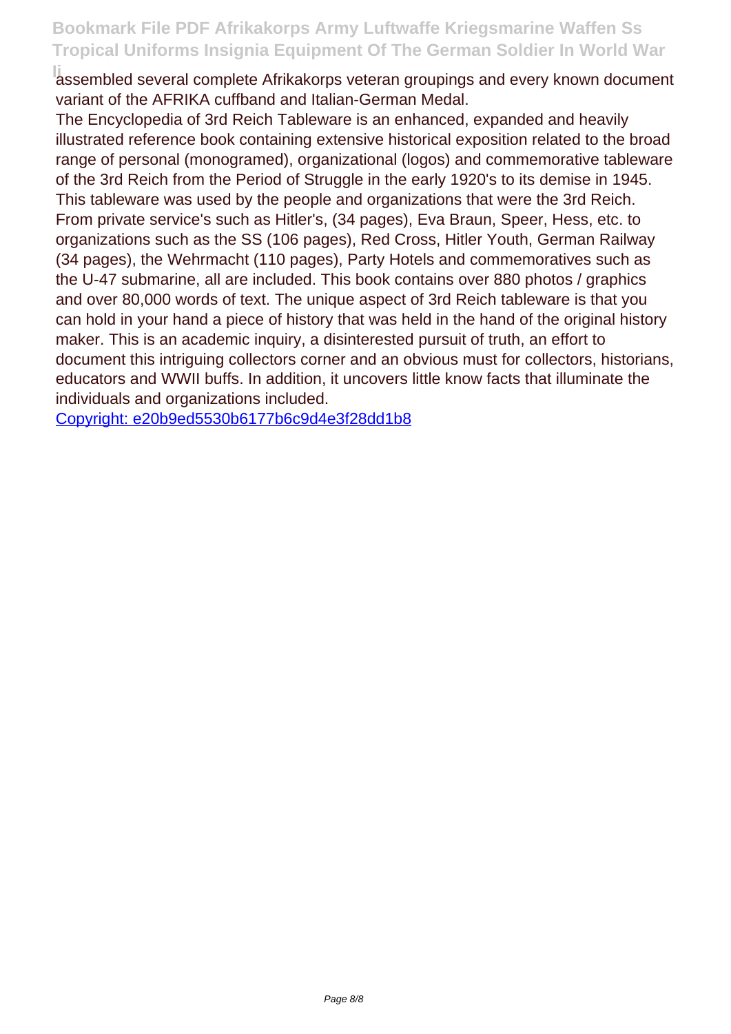assembled several complete Afrikakorps veteran groupings and every known document variant of the AFRIKA cuffband and Italian-German Medal.

The Encyclopedia of 3rd Reich Tableware is an enhanced, expanded and heavily illustrated reference book containing extensive historical exposition related to the broad range of personal (monogramed), organizational (logos) and commemorative tableware of the 3rd Reich from the Period of Struggle in the early 1920's to its demise in 1945. This tableware was used by the people and organizations that were the 3rd Reich. From private service's such as Hitler's, (34 pages), Eva Braun, Speer, Hess, etc. to organizations such as the SS (106 pages), Red Cross, Hitler Youth, German Railway (34 pages), the Wehrmacht (110 pages), Party Hotels and commemoratives such as the U-47 submarine, all are included. This book contains over 880 photos / graphics and over 80,000 words of text. The unique aspect of 3rd Reich tableware is that you can hold in your hand a piece of history that was held in the hand of the original history maker. This is an academic inquiry, a disinterested pursuit of truth, an effort to document this intriguing collectors corner and an obvious must for collectors, historians, educators and WWII buffs. In addition, it uncovers little know facts that illuminate the individuals and organizations included.

Copyright: e20b9ed5530b6177b6c9d4e3f28dd1b8